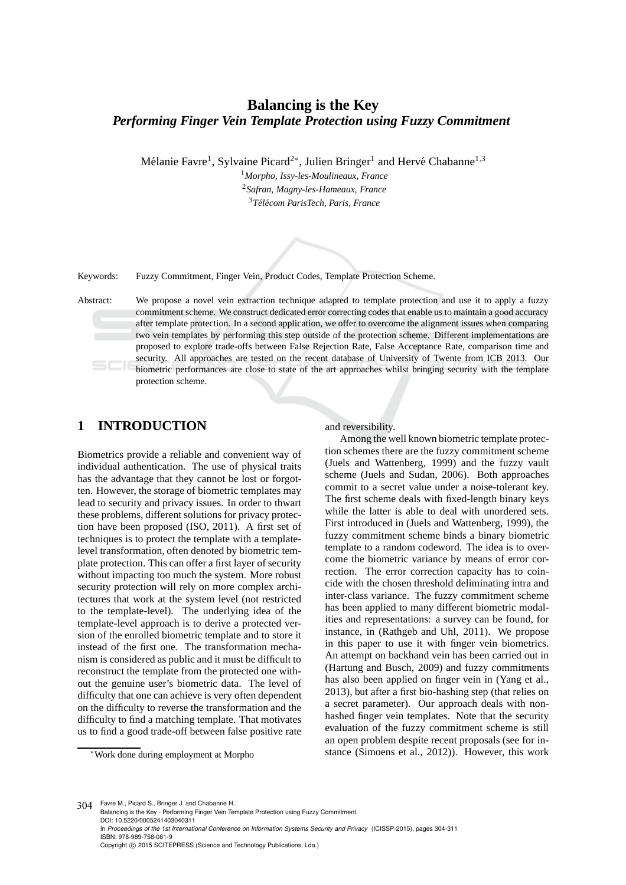# Balancing is the Key
## *Performing Finger Vein Template Protection using Fuzzy Commitment*

Mélanie Favre[1], Sylvaine Picard[2*], Julien Bringer[1] and Hervé Chabanne[1,3]

[1]*Morpho, Issy-les-Moulineaux, France*
[2]*Safran, Magny-les-Hameaux, France*
[3]*Télécom ParisTech, Paris, France*

Keywords: Fuzzy Commitment, Finger Vein, Product Codes, Template Protection Scheme.

Abstract: We propose a novel vein extraction technique adapted to template protection and use it to apply a fuzzy commitment scheme. We construct dedicated error correcting codes that enable us to maintain a good accuracy after template protection. In a second application, we offer to overcome the alignment issues when comparing two vein templates by performing this step outside of the protection scheme. Different implementations are proposed to explore trade-offs between False Rejection Rate, False Acceptance Rate, comparison time and security. All approaches are tested on the recent database of University of Twente from ICB 2013. Our biometric performances are close to state of the art approaches whilst bringing security with the template protection scheme.

## 1 INTRODUCTION

Biometrics provide a reliable and convenient way of individual authentication. The use of physical traits has the advantage that they cannot be lost or forgotten. However, the storage of biometric templates may lead to security and privacy issues. In order to thwart these problems, different solutions for privacy protection have been proposed (ISO, 2011). A first set of techniques is to protect the template with a template-level transformation, often denoted by biometric template protection. This can offer a first layer of security without impacting too much the system. More robust security protection will rely on more complex architectures that work at the system level (not restricted to the template-level). The underlying idea of the template-level approach is to derive a protected version of the enrolled biometric template and to store it instead of the first one. The transformation mechanism is considered as public and it must be difficult to reconstruct the template from the protected one without the genuine user's biometric data. The level of difficulty that one can achieve is very often dependent on the difficulty to reverse the transformation and the difficulty to find a matching template. That motivates us to find a good trade-off between false positive rate and reversibility.

Among the well known biometric template protection schemes there are the fuzzy commitment scheme (Juels and Wattenberg, 1999) and the fuzzy vault scheme (Juels and Sudan, 2006). Both approaches commit to a secret value under a noise-tolerant key. The first scheme deals with fixed-length binary keys while the latter is able to deal with unordered sets. First introduced in (Juels and Wattenberg, 1999), the fuzzy commitment scheme binds a binary biometric template to a random codeword. The idea is to overcome the biometric variance by means of error correction. The error correction capacity has to coincide with the chosen threshold deliminating intra and inter-class variance. The fuzzy commitment scheme has been applied to many different biometric modalities and representations: a survey can be found, for instance, in (Rathgeb and Uhl, 2011). We propose in this paper to use it with finger vein biometrics. An attempt on backhand vein has been carried out in (Hartung and Busch, 2009) and fuzzy commitments has also been applied on finger vein in (Yang et al., 2013), but after a first bio-hashing step (that relies on a secret parameter). Our approach deals with non-hashed finger vein templates. Note that the security evaluation of the fuzzy commitment scheme is still an open problem despite recent proposals (see for instance (Simoens et al., 2012)). However, this work

[*]Work done during employment at Morpho

Favre M., Picard S., Bringer J. and Chabanne H..
Balancing is the Key - Performing Finger Vein Template Protection using Fuzzy Commitment.
DOI: 10.5220/0005241403040311
In *Proceedings of the 1st International Conference on Information Systems Security and Privacy* (ICISSP-2015), pages 304-311
ISBN: 978-989-758-081-9
Copyright © 2015 SCITEPRESS (Science and Technology Publications, Lda.)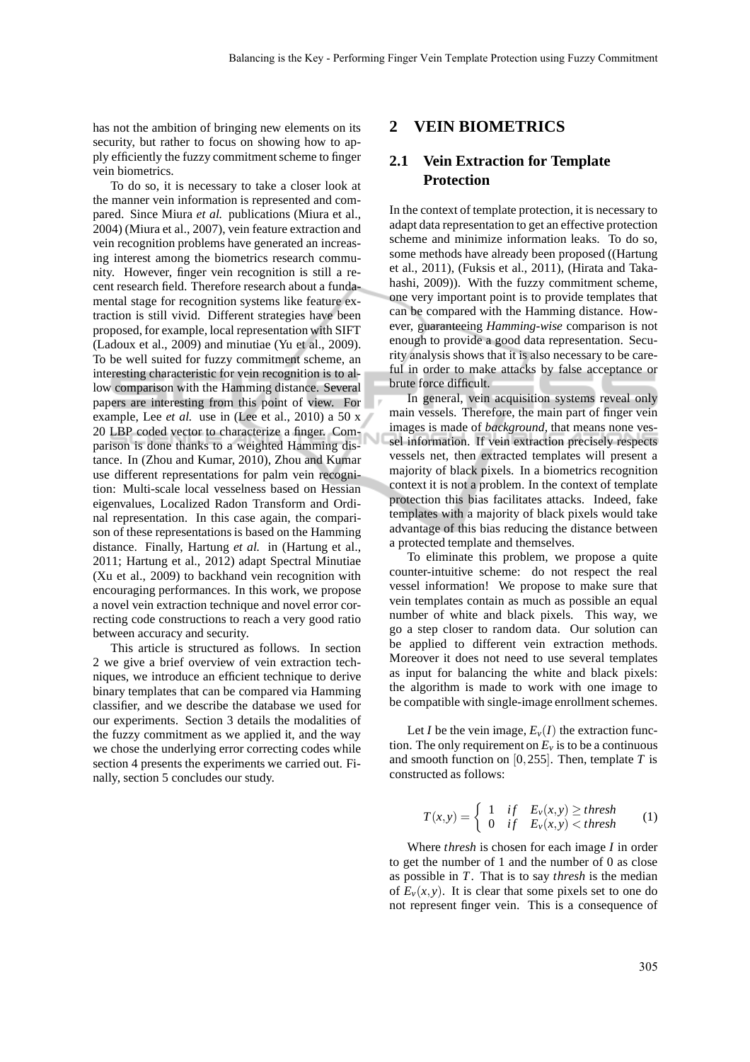has not the ambition of bringing new elements on its security, but rather to focus on showing how to apply efficiently the fuzzy commitment scheme to finger vein biometrics.

To do so, it is necessary to take a closer look at the manner vein information is represented and compared. Since Miura *et al.* publications (Miura et al., 2004) (Miura et al., 2007), vein feature extraction and vein recognition problems have generated an increasing interest among the biometrics research community. However, finger vein recognition is still a recent research field. Therefore research about a fundamental stage for recognition systems like feature extraction is still vivid. Different strategies have been proposed, for example, local representation with SIFT (Ladoux et al., 2009) and minutiae (Yu et al., 2009). To be well suited for fuzzy commitment scheme, an interesting characteristic for vein recognition is to allow comparison with the Hamming distance. Several papers are interesting from this point of view. For example, Lee *et al.* use in (Lee et al., 2010) a 50 x 20 LBP coded vector to characterize a finger. Comparison is done thanks to a weighted Hamming distance. In (Zhou and Kumar, 2010), Zhou and Kumar use different representations for palm vein recognition: Multi-scale local vesselness based on Hessian eigenvalues, Localized Radon Transform and Ordinal representation. In this case again, the comparison of these representations is based on the Hamming distance. Finally, Hartung *et al.* in (Hartung et al., 2011; Hartung et al., 2012) adapt Spectral Minutiae (Xu et al., 2009) to backhand vein recognition with encouraging performances. In this work, we propose a novel vein extraction technique and novel error correcting code constructions to reach a very good ratio between accuracy and security.

This article is structured as follows. In section 2 we give a brief overview of vein extraction techniques, we introduce an efficient technique to derive binary templates that can be compared via Hamming classifier, and we describe the database we used for our experiments. Section 3 details the modalities of the fuzzy commitment as we applied it, and the way we chose the underlying error correcting codes while section 4 presents the experiments we carried out. Finally, section 5 concludes our study.

## 2 VEIN BIOMETRICS

### 2.1 Vein Extraction for Template Protection

In the context of template protection, it is necessary to adapt data representation to get an effective protection scheme and minimize information leaks. To do so, some methods have already been proposed ((Hartung et al., 2011), (Fuksis et al., 2011), (Hirata and Takahashi, 2009)). With the fuzzy commitment scheme, one very important point is to provide templates that can be compared with the Hamming distance. However, guaranteeing *Hamming-wise* comparison is not enough to provide a good data representation. Security analysis shows that it is also necessary to be careful in order to make attacks by false acceptance or brute force difficult.

In general, vein acquisition systems reveal only main vessels. Therefore, the main part of finger vein images is made of *background*, that means none vessel information. If vein extraction precisely respects vessels net, then extracted templates will present a majority of black pixels. In a biometrics recognition context it is not a problem. In the context of template protection this bias facilitates attacks. Indeed, fake templates with a majority of black pixels would take advantage of this bias reducing the distance between a protected template and themselves.

To eliminate this problem, we propose a quite counter-intuitive scheme: do not respect the real vessel information! We propose to make sure that vein templates contain as much as possible an equal number of white and black pixels. This way, we go a step closer to random data. Our solution can be applied to different vein extraction methods. Moreover it does not need to use several templates as input for balancing the white and black pixels: the algorithm is made to work with one image to be compatible with single-image enrollment schemes.

Let $I$ be the vein image, $E_v(I)$ the extraction function. The only requirement on $E_v$ is to be a continuous and smooth function on $[0,255]$. Then, template $T$ is constructed as follows:

$$T(x,y) = \begin{cases} 1 & if \quad E_v(x,y) \geq thresh \\ 0 & if \quad E_v(x,y) < thresh \end{cases} \qquad (1)$$

Where *thresh* is chosen for each image $I$ in order to get the number of 1 and the number of 0 as close as possible in $T$. That is to say *thresh* is the median of $E_v(x,y)$. It is clear that some pixels set to one do not represent finger vein. This is a consequence of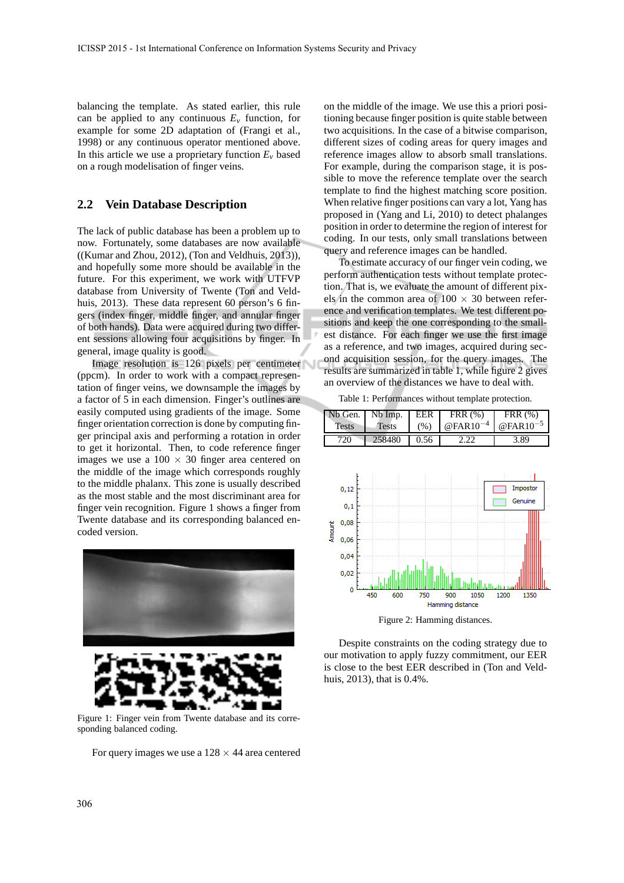balancing the template. As stated earlier, this rule can be applied to any continuous $E_v$ function, for example for some 2D adaptation of (Frangi et al., 1998) or any continuous operator mentioned above. In this article we use a proprietary function $E_v$ based on a rough modelisation of finger veins.

## 2.2 Vein Database Description

The lack of public database has been a problem up to now. Fortunately, some databases are now available ((Kumar and Zhou, 2012), (Ton and Veldhuis, 2013)), and hopefully some more should be available in the future. For this experiment, we work with UTFVP database from University of Twente (Ton and Veldhuis, 2013). These data represent 60 person's 6 fingers (index finger, middle finger, and annular finger of both hands). Data were acquired during two different sessions allowing four acquisitions by finger. In general, image quality is good.

Image resolution is 126 pixels per centimeter (ppcm). In order to work with a compact representation of finger veins, we downsample the images by a factor of 5 in each dimension. Finger's outlines are easily computed using gradients of the image. Some finger orientation correction is done by computing finger principal axis and performing a rotation in order to get it horizontal. Then, to code reference finger images we use a $100 \times 30$ finger area centered on the middle of the image which corresponds roughly to the middle phalanx. This zone is usually described as the most stable and the most discriminant area for finger vein recognition. Figure 1 shows a finger from Twente database and its corresponding balanced encoded version.

Figure 1: Finger vein from Twente database and its corresponding balanced coding.

For query images we use a $128 \times 44$ area centered on the middle of the image. We use this a priori positioning because finger position is quite stable between two acquisitions. In the case of a bitwise comparison, different sizes of coding areas for query images and reference images allow to absorb small translations. For example, during the comparison stage, it is possible to move the reference template over the search template to find the highest matching score position. When relative finger positions can vary a lot, Yang has proposed in (Yang and Li, 2010) to detect phalanges position in order to determine the region of interest for coding. In our tests, only small translations between query and reference images can be handled.

To estimate accuracy of our finger vein coding, we perform authentication tests without template protection. That is, we evaluate the amount of different pixels in the common area of $100 \times 30$ between reference and verification templates. We test different positions and keep the one corresponding to the smallest distance. For each finger we use the first image as a reference, and two images, acquired during second acquisition session, for the query images. The results are summarized in table 1, while figure 2 gives an overview of the distances we have to deal with.

Table 1: Performances without template protection.

| Nb Gen. Tests | Nb Imp. Tests | EER (%) | FRR (%) @FAR$10^{-4}$ | FRR (%) @FAR$10^{-5}$ |
|---|---|---|---|---|
| 720 | 258480 | 0.56 | 2.22 | 3.89 |

Figure 2: Hamming distances.

Despite constraints on the coding strategy due to our motivation to apply fuzzy commitment, our EER is close to the best EER described in (Ton and Veldhuis, 2013), that is 0.4%.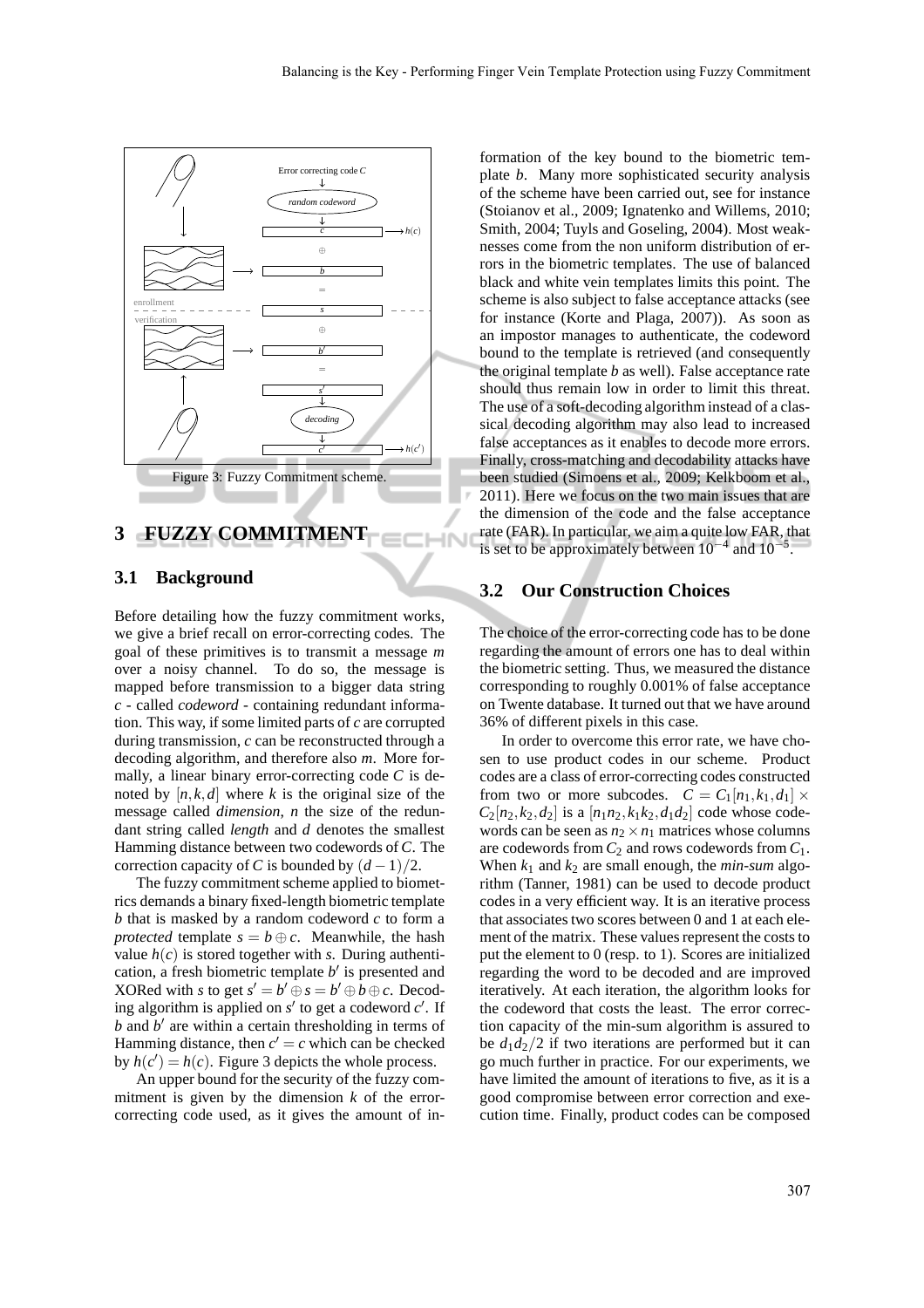Figure 3: Fuzzy Commitment scheme.

## 3 FUZZY COMMITMENT

### 3.1 Background

Before detailing how the fuzzy commitment works, we give a brief recall on error-correcting codes. The goal of these primitives is to transmit a message $m$ over a noisy channel. To do so, the message is mapped before transmission to a bigger data string $c$ - called *codeword* - containing redundant information. This way, if some limited parts of $c$ are corrupted during transmission, $c$ can be reconstructed through a decoding algorithm, and therefore also $m$. More formally, a linear binary error-correcting code $C$ is denoted by $[n,k,d]$ where $k$ is the original size of the message called *dimension*, $n$ the size of the redundant string called *length* and $d$ denotes the smallest Hamming distance between two codewords of $C$. The correction capacity of $C$ is bounded by $(d-1)/2$.

The fuzzy commitment scheme applied to biometrics demands a binary fixed-length biometric template $b$ that is masked by a random codeword $c$ to form a *protected* template $s = b \oplus c$. Meanwhile, the hash value $h(c)$ is stored together with $s$. During authentication, a fresh biometric template $b'$ is presented and XORed with $s$ to get $s' = b' \oplus s = b' \oplus b \oplus c$. Decoding algorithm is applied on $s'$ to get a codeword $c'$. If $b$ and $b'$ are within a certain thresholding in terms of Hamming distance, then $c' = c$ which can be checked by $h(c') = h(c)$. Figure 3 depicts the whole process.

An upper bound for the security of the fuzzy commitment is given by the dimension $k$ of the error-correcting code used, as it gives the amount of information of the key bound to the biometric template $b$. Many more sophisticated security analysis of the scheme have been carried out, see for instance (Stoianov et al., 2009; Ignatenko and Willems, 2010; Smith, 2004; Tuyls and Goseling, 2004). Most weaknesses come from the non uniform distribution of errors in the biometric templates. The use of balanced black and white vein templates limits this point. The scheme is also subject to false acceptance attacks (see for instance (Korte and Plaga, 2007)). As soon as an impostor manages to authenticate, the codeword bound to the template is retrieved (and consequently the original template $b$ as well). False acceptance rate should thus remain low in order to limit this threat. The use of a soft-decoding algorithm instead of a classical decoding algorithm may also lead to increased false acceptances as it enables to decode more errors. Finally, cross-matching and decodability attacks have been studied (Simoens et al., 2009; Kelkboom et al., 2011). Here we focus on the two main issues that are the dimension of the code and the false acceptance rate (FAR). In particular, we aim a quite low FAR, that is set to be approximately between $10^{-4}$ and $10^{-5}$.

### 3.2 Our Construction Choices

The choice of the error-correcting code has to be done regarding the amount of errors one has to deal within the biometric setting. Thus, we measured the distance corresponding to roughly 0.001% of false acceptance on Twente database. It turned out that we have around 36% of different pixels in this case.

In order to overcome this error rate, we have chosen to use product codes in our scheme. Product codes are a class of error-correcting codes constructed from two or more subcodes. $C = C_1[n_1,k_1,d_1] \times C_2[n_2,k_2,d_2]$ is a $[n_1n_2, k_1k_2, d_1d_2]$ code whose codewords can be seen as $n_2 \times n_1$ matrices whose columns are codewords from $C_2$ and rows codewords from $C_1$. When $k_1$ and $k_2$ are small enough, the *min-sum* algorithm (Tanner, 1981) can be used to decode product codes in a very efficient way. It is an iterative process that associates two scores between 0 and 1 at each element of the matrix. These values represent the costs to put the element to 0 (resp. to 1). Scores are initialized regarding the word to be decoded and are improved iteratively. At each iteration, the algorithm looks for the codeword that costs the least. The error correction capacity of the min-sum algorithm is assured to be $d_1d_2/2$ if two iterations are performed but it can go much further in practice. For our experiments, we have limited the amount of iterations to five, as it is a good compromise between error correction and execution time. Finally, product codes can be composed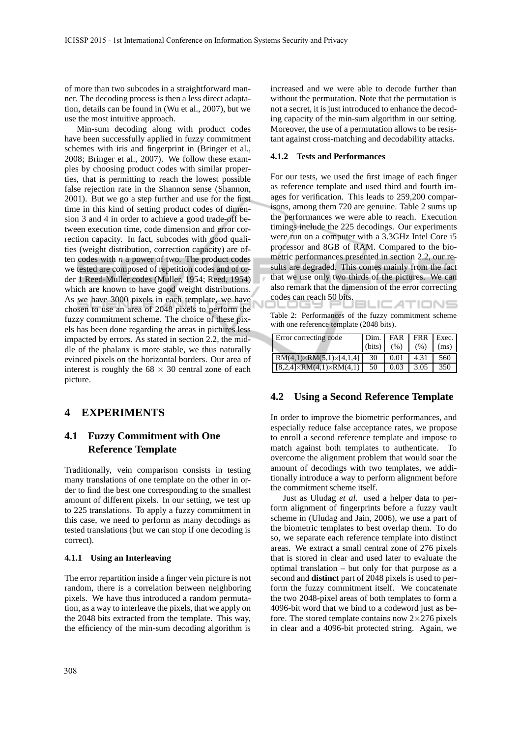of more than two subcodes in a straightforward manner. The decoding process is then a less direct adaptation, details can be found in (Wu et al., 2007), but we use the most intuitive approach.

Min-sum decoding along with product codes have been successfully applied in fuzzy commitment schemes with iris and fingerprint in (Bringer et al., 2008; Bringer et al., 2007). We follow these examples by choosing product codes with similar properties, that is permitting to reach the lowest possible false rejection rate in the Shannon sense (Shannon, 2001). But we go a step further and use for the first time in this kind of setting product codes of dimension 3 and 4 in order to achieve a good trade-off between execution time, code dimension and error correction capacity. In fact, subcodes with good qualities (weight distribution, correction capacity) are often codes with $n$ a power of two. The product codes we tested are composed of repetition codes and of order 1 Reed-Muller codes (Muller, 1954; Reed, 1954) which are known to have good weight distributions. As we have 3000 pixels in each template, we have chosen to use an area of 2048 pixels to perform the fuzzy commitment scheme. The choice of these pixels has been done regarding the areas in pictures less impacted by errors. As stated in section 2.2, the middle of the phalanx is more stable, we thus naturally evinced pixels on the horizontal borders. Our area of interest is roughly the $68 \times 30$ central zone of each picture.

# 4 EXPERIMENTS

## 4.1 Fuzzy Commitment with One Reference Template

Traditionally, vein comparison consists in testing many translations of one template on the other in order to find the best one corresponding to the smallest amount of different pixels. In our setting, we test up to 225 translations. To apply a fuzzy commitment in this case, we need to perform as many decodings as tested translations (but we can stop if one decoding is correct).

### 4.1.1 Using an Interleaving

The error repartition inside a finger vein picture is not random, there is a correlation between neighboring pixels. We have thus introduced a random permutation, as a way to interleave the pixels, that we apply on the 2048 bits extracted from the template. This way, the efficiency of the min-sum decoding algorithm is increased and we were able to decode further than without the permutation. Note that the permutation is not a secret, it is just introduced to enhance the decoding capacity of the min-sum algorithm in our setting. Moreover, the use of a permutation allows to be resistant against cross-matching and decodability attacks.

### 4.1.2 Tests and Performances

For our tests, we used the first image of each finger as reference template and used third and fourth images for verification. This leads to 259,200 comparisons, among them 720 are genuine. Table 2 sums up the performances we were able to reach. Execution timings include the 225 decodings. Our experiments were run on a computer with a 3.3GHz Intel Core i5 processor and 8GB of RAM. Compared to the biometric performances presented in section 2.2, our results are degraded. This comes mainly from the fact that we use only two thirds of the pictures. We can also remark that the dimension of the error correcting codes can reach 50 bits.

Table 2: Performances of the fuzzy commitment scheme with one reference template (2048 bits).

| Error correcting code | Dim. (bits) | FAR (%) | FRR (%) | Exec. (ms) |
|---|---|---|---|---|
| $RM(4,1) \times RM(5,1) \times [4,1,4]$ | 30 | 0.01 | 4.31 | 560 |
| $[8,2,4] \times RM(4,1) \times RM(4,1)$ | 50 | 0.03 | 3.05 | 350 |

## 4.2 Using a Second Reference Template

In order to improve the biometric performances, and especially reduce false acceptance rates, we propose to enroll a second reference template and impose to match against both templates to authenticate. To overcome the alignment problem that would soar the amount of decodings with two templates, we additionally introduce a way to perform alignment before the commitment scheme itself.

Just as Uludag *et al.* used a helper data to perform alignment of fingerprints before a fuzzy vault scheme in (Uludag and Jain, 2006), we use a part of the biometric templates to best overlap them. To do so, we separate each reference template into distinct areas. We extract a small central zone of 276 pixels that is stored in clear and used later to evaluate the optimal translation – but only for that purpose as a second and **distinct** part of 2048 pixels is used to perform the fuzzy commitment itself. We concatenate the two 2048-pixel areas of both templates to form a 4096-bit word that we bind to a codeword just as before. The stored template contains now $2 \times 276$ pixels in clear and a 4096-bit protected string. Again, we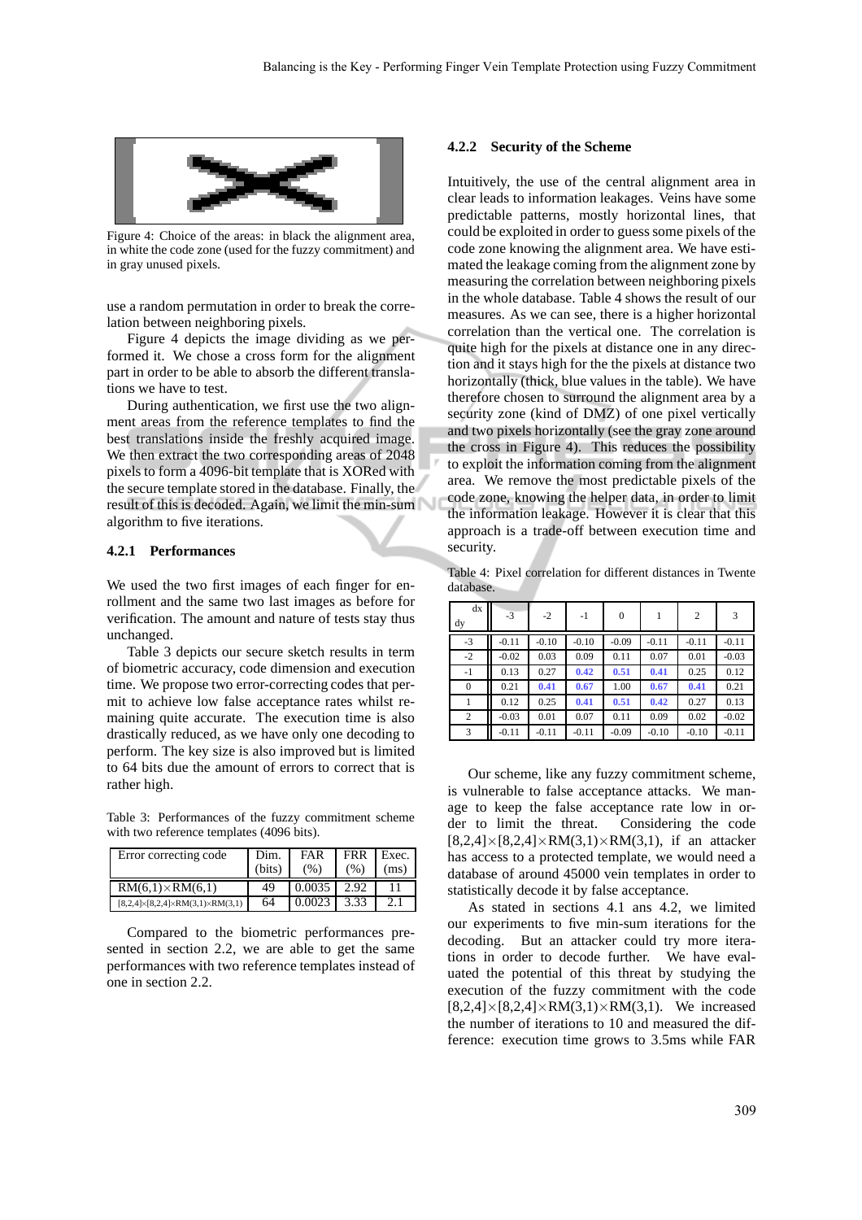Figure 4: Choice of the areas: in black the alignment area, in white the code zone (used for the fuzzy commitment) and in gray unused pixels.

use a random permutation in order to break the correlation between neighboring pixels.

Figure 4 depicts the image dividing as we performed it. We chose a cross form for the alignment part in order to be able to absorb the different translations we have to test.

During authentication, we first use the two alignment areas from the reference templates to find the best translations inside the freshly acquired image. We then extract the two corresponding areas of 2048 pixels to form a 4096-bit template that is XORed with the secure template stored in the database. Finally, the result of this is decoded. Again, we limit the min-sum algorithm to five iterations.

#### 4.2.1 Performances

We used the two first images of each finger for enrollment and the same two last images as before for verification. The amount and nature of tests stay thus unchanged.

Table 3 depicts our secure sketch results in term of biometric accuracy, code dimension and execution time. We propose two error-correcting codes that permit to achieve low false acceptance rates whilst remaining quite accurate. The execution time is also drastically reduced, as we have only one decoding to perform. The key size is also improved but is limited to 64 bits due the amount of errors to correct that is rather high.

Table 3: Performances of the fuzzy commitment scheme with two reference templates (4096 bits).

| Error correcting code | Dim. (bits) | FAR (%) | FRR (%) | Exec. (ms) |
|---|---|---|---|---|
| RM(6,1)×RM(6,1) | 49 | 0.0035 | 2.92 | 11 |
| [8,2,4]×[8,2,4]×RM(3,1)×RM(3,1) | 64 | 0.0023 | 3.33 | 2.1 |

Compared to the biometric performances presented in section 2.2, we are able to get the same performances with two reference templates instead of one in section 2.2.

#### 4.2.2 Security of the Scheme

Intuitively, the use of the central alignment area in clear leads to information leakages. Veins have some predictable patterns, mostly horizontal lines, that could be exploited in order to guess some pixels of the code zone knowing the alignment area. We have estimated the leakage coming from the alignment zone by measuring the correlation between neighboring pixels in the whole database. Table 4 shows the result of our measures. As we can see, there is a higher horizontal correlation than the vertical one. The correlation is quite high for the pixels at distance one in any direction and it stays high for the the pixels at distance two horizontally (thick, blue values in the table). We have therefore chosen to surround the alignment area by a security zone (kind of DMZ) of one pixel vertically and two pixels horizontally (see the gray zone around the cross in Figure 4). This reduces the possibility to exploit the information coming from the alignment area. We remove the most predictable pixels of the code zone, knowing the helper data, in order to limit the information leakage. However it is clear that this approach is a trade-off between execution time and security.

Table 4: Pixel correlation for different distances in Twente database.

| dy \ dx | -3 | -2 | -1 | 0 | 1 | 2 | 3 |
|---|---|---|---|---|---|---|---|
| -3 | -0.11 | -0.10 | -0.10 | -0.09 | -0.11 | -0.11 | -0.11 |
| -2 | -0.02 | 0.03 | 0.09 | 0.11 | 0.07 | 0.01 | -0.03 |
| -1 | 0.13 | 0.27 | **0.42** | **0.51** | **0.41** | 0.25 | 0.12 |
| 0 | 0.21 | **0.41** | **0.67** | 1.00 | **0.67** | **0.41** | 0.21 |
| 1 | 0.12 | 0.25 | **0.41** | **0.51** | **0.42** | 0.27 | 0.13 |
| 2 | -0.03 | 0.01 | 0.07 | 0.11 | 0.09 | 0.02 | -0.02 |
| 3 | -0.11 | -0.11 | -0.11 | -0.09 | -0.10 | -0.10 | -0.11 |

Our scheme, like any fuzzy commitment scheme, is vulnerable to false acceptance attacks. We manage to keep the false acceptance rate low in order to limit the threat. Considering the code [8,2,4]×[8,2,4]×RM(3,1)×RM(3,1), if an attacker has access to a protected template, we would need a database of around 45000 vein templates in order to statistically decode it by false acceptance.

As stated in sections 4.1 ans 4.2, we limited our experiments to five min-sum iterations for the decoding. But an attacker could try more iterations in order to decode further. We have evaluated the potential of this threat by studying the execution of the fuzzy commitment with the code [8,2,4]×[8,2,4]×RM(3,1)×RM(3,1). We increased the number of iterations to 10 and measured the difference: execution time grows to 3.5ms while FAR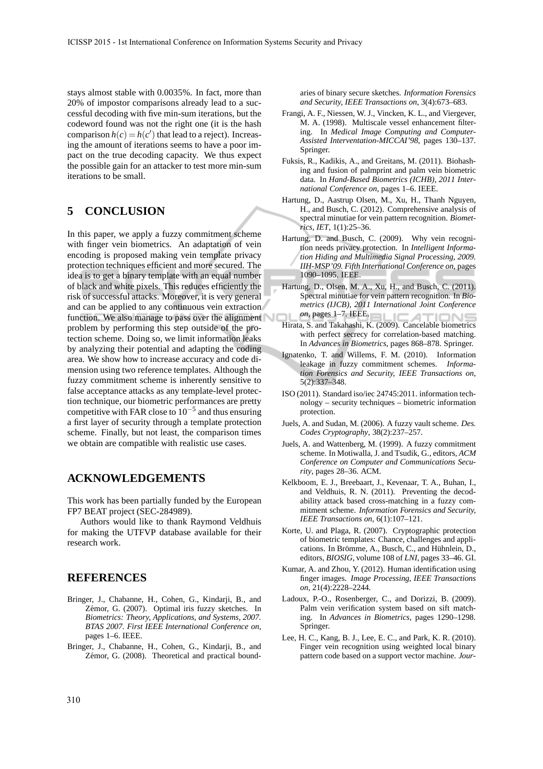stays almost stable with 0.0035%. In fact, more than 20% of impostor comparisons already lead to a successful decoding with five min-sum iterations, but the codeword found was not the right one (it is the hash comparison $h(c) = h(c')$ that lead to a reject). Increasing the amount of iterations seems to have a poor impact on the true decoding capacity. We thus expect the possible gain for an attacker to test more min-sum iterations to be small.

## 5 CONCLUSION

In this paper, we apply a fuzzy commitment scheme with finger vein biometrics. An adaptation of vein encoding is proposed making vein template privacy protection techniques efficient and more secured. The idea is to get a binary template with an equal number of black and white pixels. This reduces efficiently the risk of successful attacks. Moreover, it is very general and can be applied to any continuous vein extraction function. We also manage to pass over the alignment problem by performing this step outside of the protection scheme. Doing so, we limit information leaks by analyzing their potential and adapting the coding area. We show how to increase accuracy and code dimension using two reference templates. Although the fuzzy commitment scheme is inherently sensitive to false acceptance attacks as any template-level protection technique, our biometric performances are pretty competitive with FAR close to $10^{-5}$ and thus ensuring a first layer of security through a template protection scheme. Finally, but not least, the comparison times we obtain are compatible with realistic use cases.

## ACKNOWLEDGEMENTS

This work has been partially funded by the European FP7 BEAT project (SEC-284989).

Authors would like to thank Raymond Veldhuis for making the UTFVP database available for their research work.

## REFERENCES

Bringer, J., Chabanne, H., Cohen, G., Kindarji, B., and Zémor, G. (2007). Optimal iris fuzzy sketches. In *Biometrics: Theory, Applications, and Systems, 2007. BTAS 2007. First IEEE International Conference on*, pages 1–6. IEEE.

Bringer, J., Chabanne, H., Cohen, G., Kindarji, B., and Zémor, G. (2008). Theoretical and practical boundaries of binary secure sketches. *Information Forensics and Security, IEEE Transactions on*, 3(4):673–683.

Frangi, A. F., Niessen, W. J., Vincken, K. L., and Viergever, M. A. (1998). Multiscale vessel enhancement filtering. In *Medical Image Computing and Computer-Assisted Interventation-MICCAI'98*, pages 130–137. Springer.

Fuksis, R., Kadikis, A., and Greitans, M. (2011). Biohashing and fusion of palmprint and palm vein biometric data. In *Hand-Based Biometrics (ICHB), 2011 International Conference on*, pages 1–6. IEEE.

Hartung, D., Aastrup Olsen, M., Xu, H., Thanh Nguyen, H., and Busch, C. (2012). Comprehensive analysis of spectral minutiae for vein pattern recognition. *Biometrics, IET*, 1(1):25–36.

Hartung, D. and Busch, C. (2009). Why vein recognition needs privacy protection. In *Intelligent Information Hiding and Multimedia Signal Processing, 2009. IIH-MSP'09. Fifth International Conference on*, pages 1090–1095. IEEE.

Hartung, D., Olsen, M. A., Xu, H., and Busch, C. (2011). Spectral minutiae for vein pattern recognition. In *Biometrics (IJCB), 2011 International Joint Conference on*, pages 1–7. IEEE.

Hirata, S. and Takahashi, K. (2009). Cancelable biometrics with perfect secrecy for correlation-based matching. In *Advances in Biometrics*, pages 868–878. Springer.

Ignatenko, T. and Willems, F. M. (2010). Information leakage in fuzzy commitment schemes. *Information Forensics and Security, IEEE Transactions on*, 5(2):337–348.

ISO (2011). Standard iso/iec 24745:2011. information technology – security techniques – biometric information protection.

Juels, A. and Sudan, M. (2006). A fuzzy vault scheme. *Des. Codes Cryptography*, 38(2):237–257.

Juels, A. and Wattenberg, M. (1999). A fuzzy commitment scheme. In Motiwalla, J. and Tsudik, G., editors, *ACM Conference on Computer and Communications Security*, pages 28–36. ACM.

Kelkboom, E. J., Breebaart, J., Kevenaar, T. A., Buhan, I., and Veldhuis, R. N. (2011). Preventing the decodability attack based cross-matching in a fuzzy commitment scheme. *Information Forensics and Security, IEEE Transactions on*, 6(1):107–121.

Korte, U. and Plaga, R. (2007). Cryptographic protection of biometric templates: Chance, challenges and applications. In Brömme, A., Busch, C., and Hühnlein, D., editors, *BIOSIG*, volume 108 of *LNI*, pages 33–46. GI.

Kumar, A. and Zhou, Y. (2012). Human identification using finger images. *Image Processing, IEEE Transactions on*, 21(4):2228–2244.

Ladoux, P.-O., Rosenberger, C., and Dorizzi, B. (2009). Palm vein verification system based on sift matching. In *Advances in Biometrics*, pages 1290–1298. Springer.

Lee, H. C., Kang, B. J., Lee, E. C., and Park, K. R. (2010). Finger vein recognition using weighted local binary pattern code based on a support vector machine. *Jour-*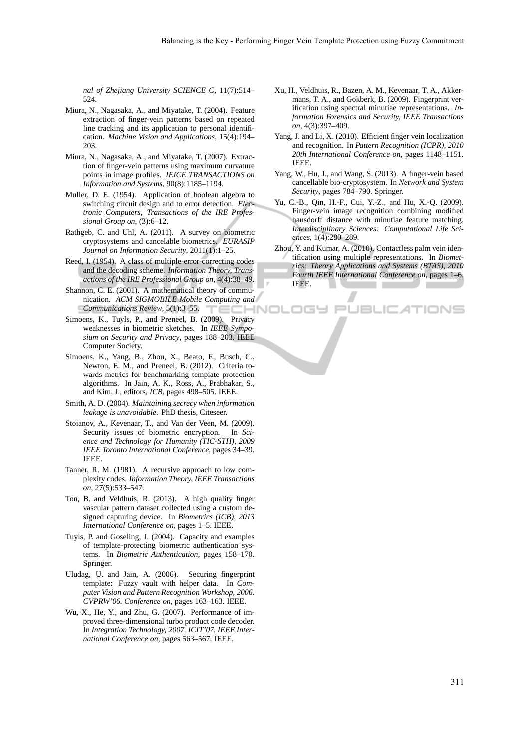*nal of Zhejiang University SCIENCE C*, 11(7):514–524.

Miura, N., Nagasaka, A., and Miyatake, T. (2004). Feature extraction of finger-vein patterns based on repeated line tracking and its application to personal identification. *Machine Vision and Applications*, 15(4):194–203.

Miura, N., Nagasaka, A., and Miyatake, T. (2007). Extraction of finger-vein patterns using maximum curvature points in image profiles. *IEICE TRANSACTIONS on Information and Systems*, 90(8):1185–1194.

Muller, D. E. (1954). Application of boolean algebra to switching circuit design and to error detection. *Electronic Computers, Transactions of the IRE Professional Group on*, (3):6–12.

Rathgeb, C. and Uhl, A. (2011). A survey on biometric cryptosystems and cancelable biometrics. *EURASIP Journal on Information Security*, 2011(1):1–25.

Reed, I. (1954). A class of multiple-error-correcting codes and the decoding scheme. *Information Theory, Transactions of the IRE Professional Group on*, 4(4):38–49.

Shannon, C. E. (2001). A mathematical theory of communication. *ACM SIGMOBILE Mobile Computing and Communications Review*, 5(1):3–55.

Simoens, K., Tuyls, P., and Preneel, B. (2009). Privacy weaknesses in biometric sketches. In *IEEE Symposium on Security and Privacy*, pages 188–203. IEEE Computer Society.

Simoens, K., Yang, B., Zhou, X., Beato, F., Busch, C., Newton, E. M., and Preneel, B. (2012). Criteria towards metrics for benchmarking template protection algorithms. In Jain, A. K., Ross, A., Prabhakar, S., and Kim, J., editors, *ICB*, pages 498–505. IEEE.

Smith, A. D. (2004). *Maintaining secrecy when information leakage is unavoidable*. PhD thesis, Citeseer.

Stoianov, A., Kevenaar, T., and Van der Veen, M. (2009). Security issues of biometric encryption. In *Science and Technology for Humanity (TIC-STH), 2009 IEEE Toronto International Conference*, pages 34–39. IEEE.

Tanner, R. M. (1981). A recursive approach to low complexity codes. *Information Theory, IEEE Transactions on*, 27(5):533–547.

Ton, B. and Veldhuis, R. (2013). A high quality finger vascular pattern dataset collected using a custom designed capturing device. In *Biometrics (ICB), 2013 International Conference on*, pages 1–5. IEEE.

Tuyls, P. and Goseling, J. (2004). Capacity and examples of template-protecting biometric authentication systems. In *Biometric Authentication*, pages 158–170. Springer.

Uludag, U. and Jain, A. (2006). Securing fingerprint template: Fuzzy vault with helper data. In *Computer Vision and Pattern Recognition Workshop, 2006. CVPRW'06. Conference on*, pages 163–163. IEEE.

Wu, X., He, Y., and Zhu, G. (2007). Performance of improved three-dimensional turbo product code decoder. In *Integration Technology, 2007. ICIT'07. IEEE International Conference on*, pages 563–567. IEEE.

Xu, H., Veldhuis, R., Bazen, A. M., Kevenaar, T. A., Akkermans, T. A., and Gokberk, B. (2009). Fingerprint verification using spectral minutiae representations. *Information Forensics and Security, IEEE Transactions on*, 4(3):397–409.

Yang, J. and Li, X. (2010). Efficient finger vein localization and recognition. In *Pattern Recognition (ICPR), 2010 20th International Conference on*, pages 1148–1151. IEEE.

Yang, W., Hu, J., and Wang, S. (2013). A finger-vein based cancellable bio-cryptosystem. In *Network and System Security*, pages 784–790. Springer.

Yu, C.-B., Qin, H.-F., Cui, Y.-Z., and Hu, X.-Q. (2009). Finger-vein image recognition combining modified hausdorff distance with minutiae feature matching. *Interdisciplinary Sciences: Computational Life Sciences*, 1(4):280–289.

Zhou, Y. and Kumar, A. (2010). Contactless palm vein identification using multiple representations. In *Biometrics: Theory Applications and Systems (BTAS), 2010 Fourth IEEE International Conference on*, pages 1–6. IEEE.